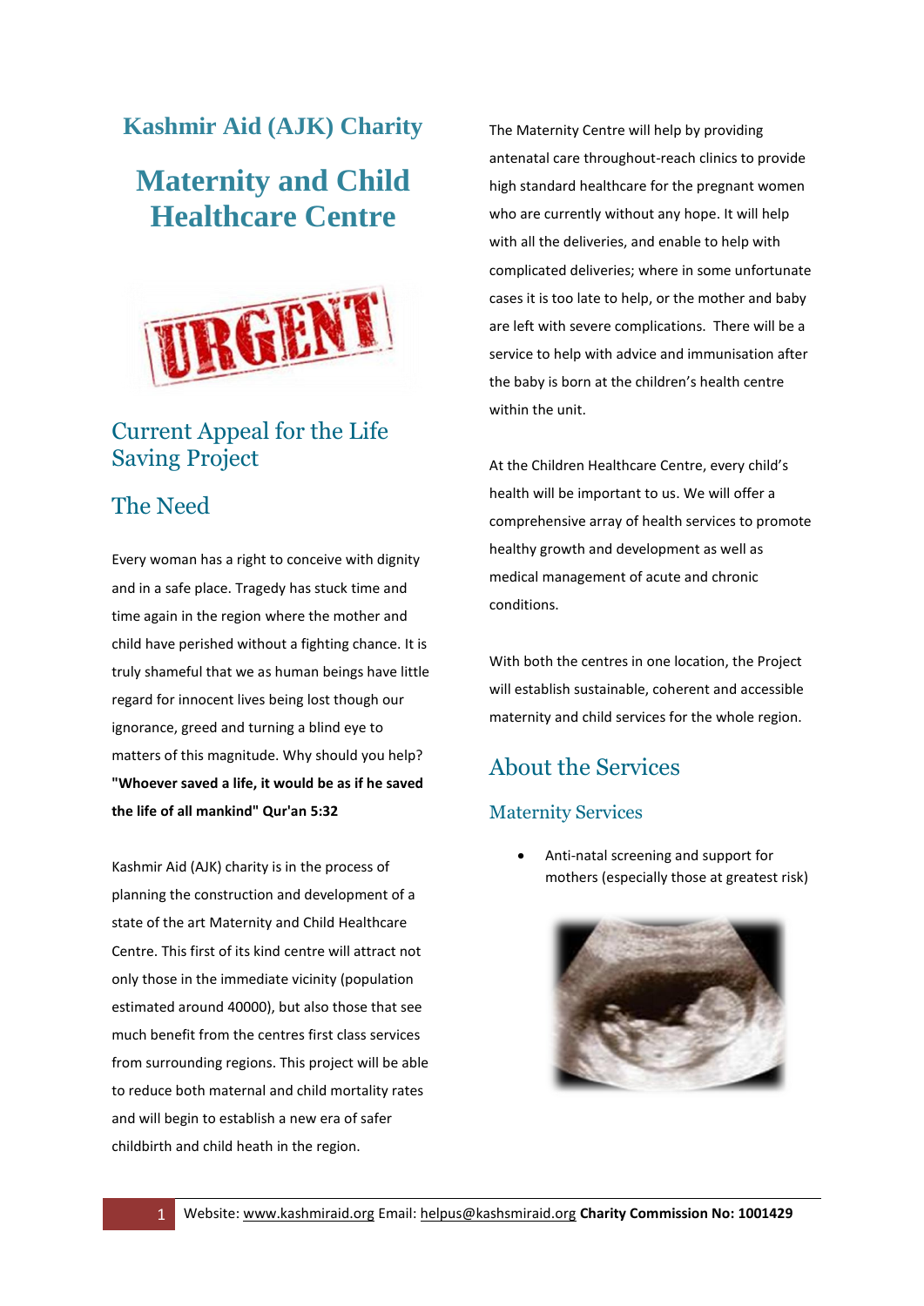# Kashmir Aid (AJK) Charity

# Maternity and Child Healthcare Centre

URGENT

## Current Appeal for the Life Saving Project

## The Need

Every woman has a right to conceive with dignity and in a safe place. Tragedy has stuck time and time again in the region where the mother and child have perished without a fighting chance. It is truly shameful that we as human beings have little regard for innocent lives being lost though our ignorance, greed and turning a blind eye to matters of this magnitude. Why should you help? **"Whoever saved a life, it would be as if he saved the life of all mankind" Qur'an 5:32**

Kashmir Aid (AJK) charity is in the process of planning the construction and development of a state of the art Maternity and Child Healthcare Centre. This first of its kind centre will attract not only those in the immediate vicinity (population estimated around 40000), but also those that see much benefit from the centres first class services from surrounding regions. This project will be able to reduce both maternal and child mortality rates and will begin to establish a new era of safer childbirth and child heath in the region.

The Maternity Centre will help by providing antenatal care throughout-reach clinics to provide high standard healthcare for the pregnant women who are currently without any hope. It will help with all the deliveries, and enable to help with complicated deliveries; where in some unfortunate cases it is too late to help, or the mother and baby are left with severe complications. There will be a service to help with advice and immunisation after the baby is born at the children's health centre within the unit.

At the Children Healthcare Centre, every child's health will be important to us. We will offer a comprehensive array of health services to promote healthy growth and development as well as medical management of acute and chronic conditions.

With both the centres in one location, the Project will establish sustainable, coherent and accessible maternity and child services for the whole region.

## About the Services

### Maternity Services

- Anti-natal screening and support for mothers (especially those at greatest risk)

Website: www.kashmiraid.org Email: helpus@kashsmiraid.org **Charity Commission No: 1001429**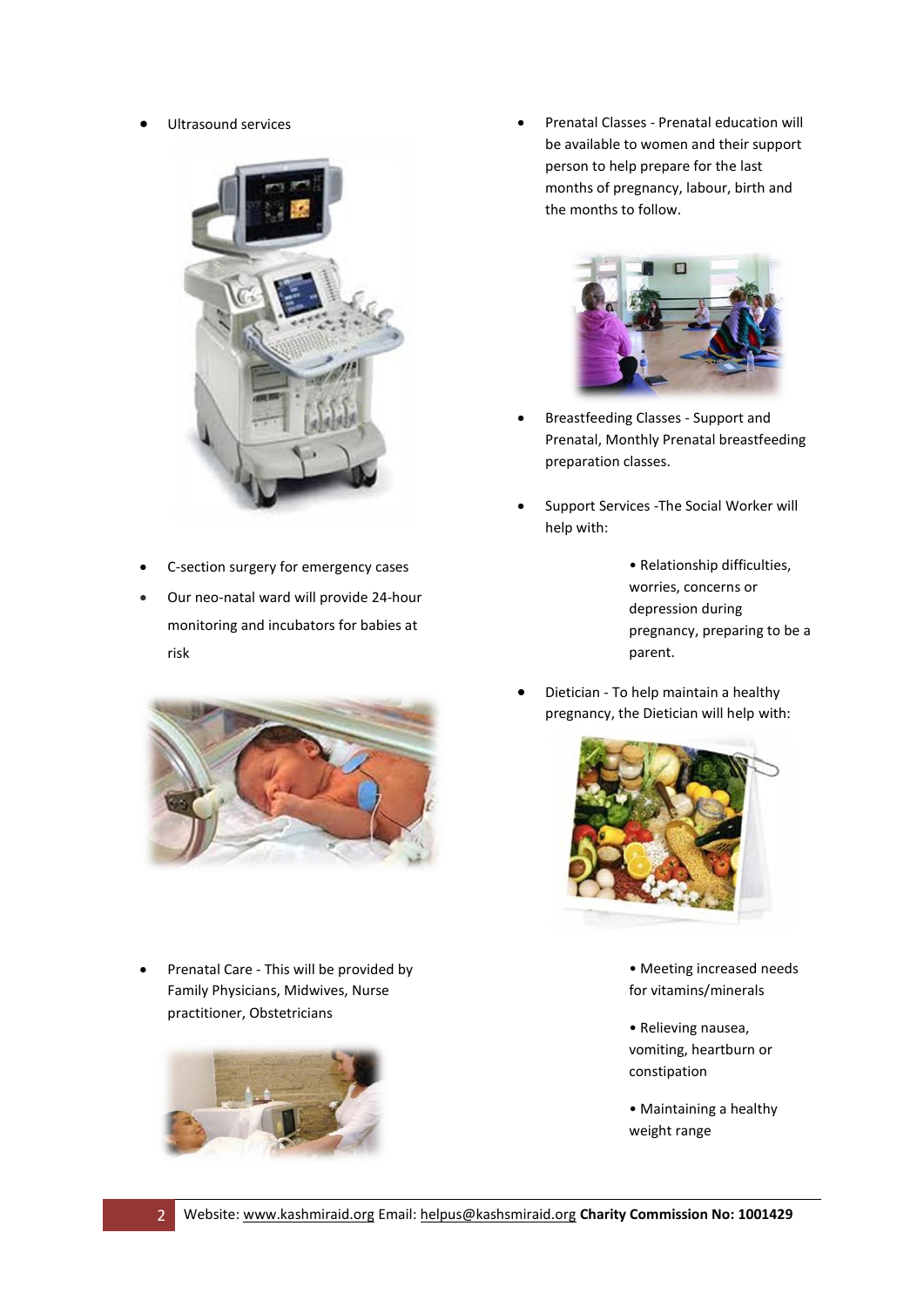- Ultrasound services

- C-section surgery for emergency cases
- Our neo-natal ward will provide 24-hour monitoring and incubators for babies at risk

- Prenatal Care - This will be provided by Family Physicians, Midwives, Nurse practitioner, Obstetricians

- Prenatal Classes - Prenatal education will be available to women and their support person to help prepare for the last months of pregnancy, labour, birth and the months to follow.

- Breastfeeding Classes - Support and Prenatal, Monthly Prenatal breastfeeding preparation classes.

- Support Services -The Social Worker will help with:

  • Relationship difficulties, worries, concerns or depression during pregnancy, preparing to be a parent.

- Dietician - To help maintain a healthy pregnancy, the Dietician will help with:

  • Meeting increased needs for vitamins/minerals

  • Relieving nausea, vomiting, heartburn or constipation

  • Maintaining a healthy weight range

Website: www.kashmiraid.org Email: helpus@kashsmiraid.org **Charity Commission No: 1001429**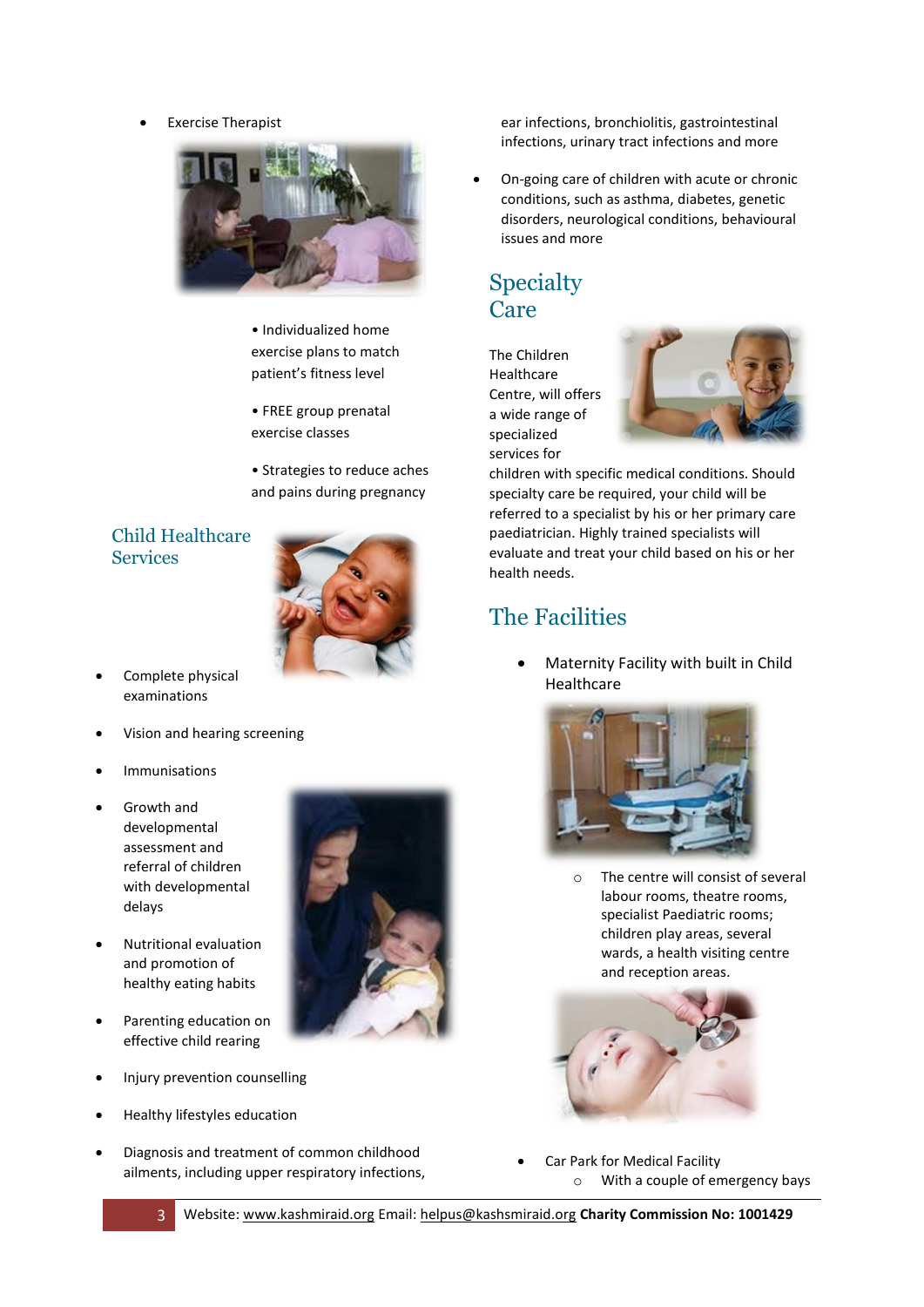- Exercise Therapist

  - Individualized home exercise plans to match patient's fitness level
  - FREE group prenatal exercise classes
  - Strategies to reduce aches and pains during pregnancy

## Child Healthcare Services

- Complete physical examinations
- Vision and hearing screening
- Immunisations
- Growth and developmental assessment and referral of children with developmental delays
- Nutritional evaluation and promotion of healthy eating habits
- Parenting education on effective child rearing
- Injury prevention counselling
- Healthy lifestyles education
- Diagnosis and treatment of common childhood ailments, including upper respiratory infections, ear infections, bronchiolitis, gastrointestinal infections, urinary tract infections and more
- On-going care of children with acute or chronic conditions, such as asthma, diabetes, genetic disorders, neurological conditions, behavioural issues and more

## Specialty Care

The Children Healthcare Centre, will offers a wide range of specialized services for children with specific medical conditions. Should specialty care be required, your child will be referred to a specialist by his or her primary care paediatrician. Highly trained specialists will evaluate and treat your child based on his or her health needs.

## The Facilities

- Maternity Facility with built in Child Healthcare
  - The centre will consist of several labour rooms, theatre rooms, specialist Paediatric rooms; children play areas, several wards, a health visiting centre and reception areas.
- Car Park for Medical Facility
  - With a couple of emergency bays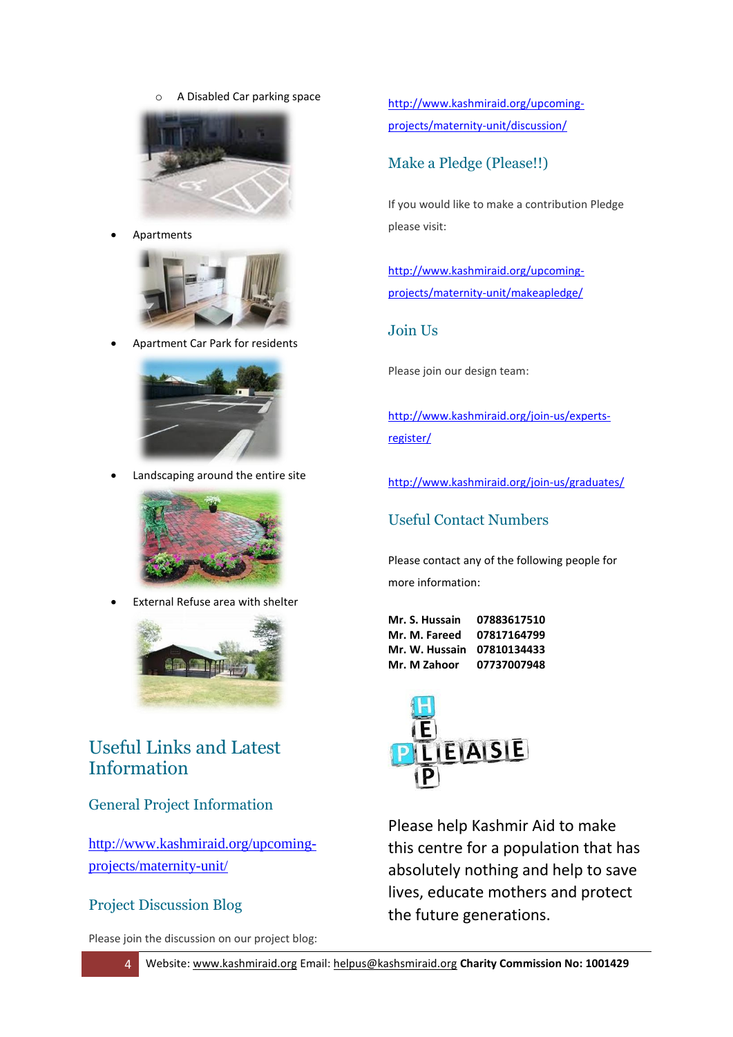- A Disabled Car parking space

- Apartments
- Apartment Car Park for residents
- Landscaping around the entire site
- External Refuse area with shelter

# Useful Links and Latest Information

## General Project Information

http://www.kashmiraid.org/upcoming-projects/maternity-unit/

## Project Discussion Blog

Please join the discussion on our project blog:

http://www.kashmiraid.org/upcoming-projects/maternity-unit/discussion/

## Make a Pledge (Please!!)

If you would like to make a contribution Pledge please visit:

http://www.kashmiraid.org/upcoming-projects/maternity-unit/makeapledge/

## Join Us

Please join our design team:

http://www.kashmiraid.org/join-us/experts-register/

http://www.kashmiraid.org/join-us/graduates/

## Useful Contact Numbers

Please contact any of the following people for more information:

| | |
|---|---|
| **Mr. S. Hussain** | **07883617510** |
| **Mr. M. Fareed** | **07817164799** |
| **Mr. W. Hussain** | **07810134433** |
| **Mr. M Zahoor** | **07737007948** |

Please help Kashmir Aid to make this centre for a population that has absolutely nothing and help to save lives, educate mothers and protect the future generations.

Website: www.kashmiraid.org Email: helpus@kashsmiraid.org **Charity Commission No: 1001429**